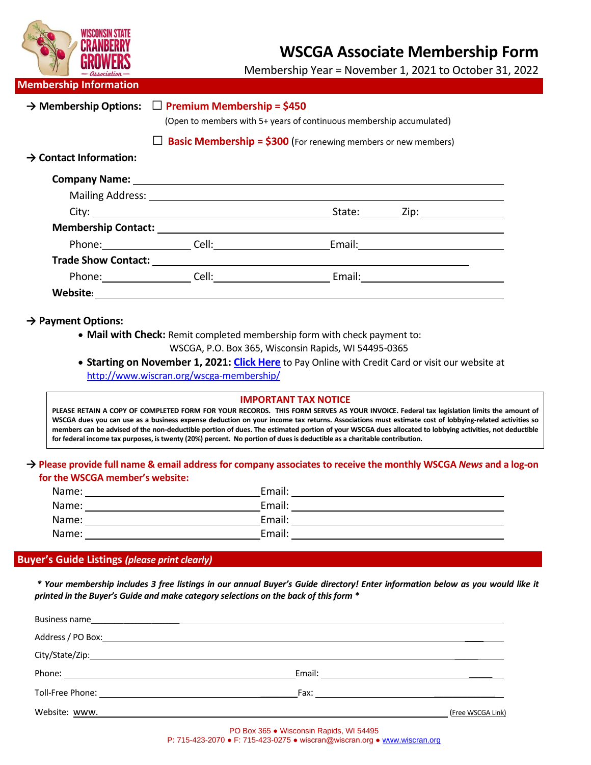# WSCGA Associate Membership Form

Membership Year = November 1, 2021 to October 31, 2022

## Membership Information

**→ Membership Options:** ☐ **Premium Membership = $450**

(Open to members with 5+ years of continuous membership accumulated)

☐ **Basic Membership = $300** (For renewing members or new members)

**→ Contact Information:**

**Company Name:** ______________________________

Mailing Address: ______________________________

City: ______________________ State: ________ Zip: ______________

**Membership Contact:** ______________________________

Phone: ______________ Cell: ______________ Email: ______________

**Trade Show Contact:** ______________________________

Phone: ______________ Cell: ______________ Email: ______________

**Website:** ______________________________

**→ Payment Options:**

- **Mail with Check:** Remit completed membership form with check payment to: WSCGA, P.O. Box 365, Wisconsin Rapids, WI 54495-0365
- **Starting on November 1, 2021: Click Here** to Pay Online with Credit Card or visit our website at http://www.wiscran.org/wscga-membership/

**IMPORTANT TAX NOTICE**

**PLEASE RETAIN A COPY OF COMPLETED FORM FOR YOUR RECORDS. THIS FORM SERVES AS YOUR INVOICE. Federal tax legislation limits the amount of WSCGA dues you can use as a business expense deduction on your income tax returns. Associations must estimate cost of lobbying-related activities so members can be advised of the non-deductible portion of dues. The estimated portion of your WSCGA dues allocated to lobbying activities, not deductible for federal income tax purposes, is twenty (20%) percent. No portion of dues is deductible as a charitable contribution.**

**→ Please provide full name & email address for company associates to receive the monthly WSCGA *News* and a log-on for the WSCGA member's website:**

Name: ______________________ Email: ______________________

Name: ______________________ Email: ______________________

Name: ______________________ Email: ______________________

Name: ______________________ Email: ______________________

## Buyer's Guide Listings *(please print clearly)*

***\* Your membership includes 3 free listings in our annual Buyer's Guide directory! Enter information below as you would like it printed in the Buyer's Guide and make category selections on the back of this form \****

Business name ______________________________

Address / PO Box: ______________________________

City/State/Zip: ______________________________

Phone: ______________________ Email: ______________________

Toll-Free Phone: ______________________ Fax: ______________________

Website: www. ______________________________ (Free WSCGA Link)

PO Box 365 ● Wisconsin Rapids, WI 54495

P: 715-423-2070 ● F: 715-423-0275 ● wiscran@wiscran.org ● www.wiscran.org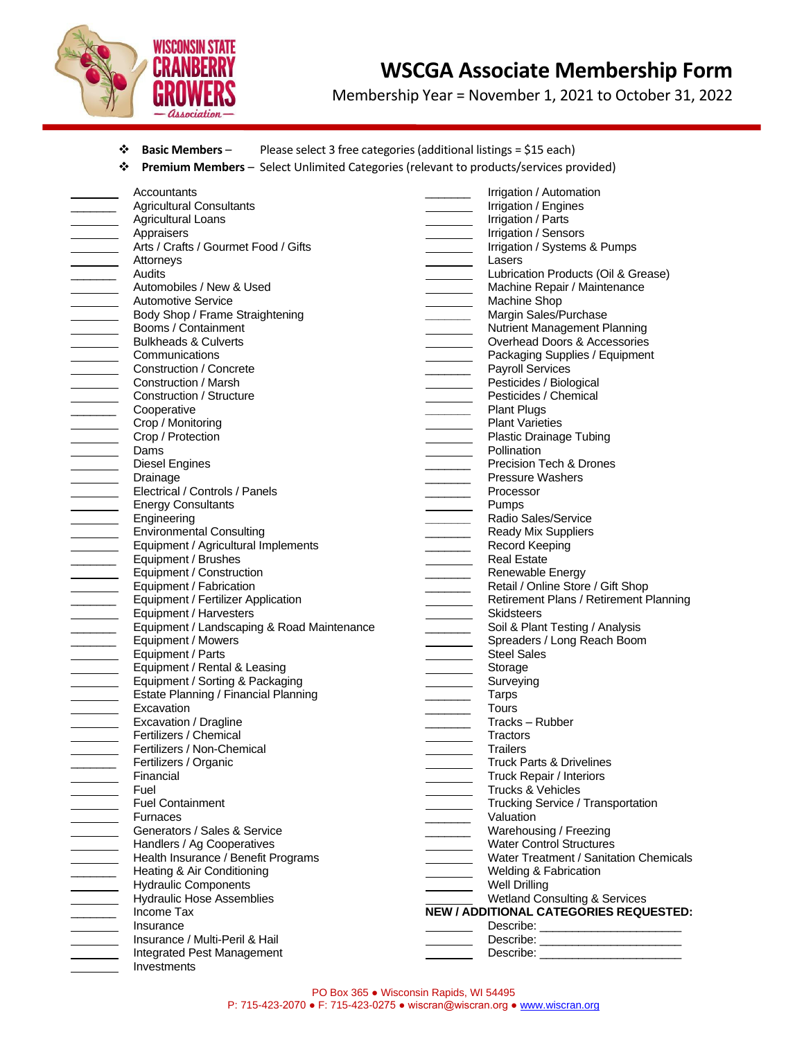# WSCGA Associate Membership Form

Membership Year = November 1, 2021 to October 31, 2022

- **Basic Members** – Please select 3 free categories (additional listings = $15 each)
- **Premium Members** – Select Unlimited Categories (relevant to products/services provided)

_______ Accountants
_______ Agricultural Consultants
_______ Agricultural Loans
_______ Appraisers
_______ Arts / Crafts / Gourmet Food / Gifts
_______ Attorneys
_______ Audits
_______ Automobiles / New & Used
_______ Automotive Service
_______ Body Shop / Frame Straightening
_______ Booms / Containment
_______ Bulkheads & Culverts
_______ Communications
_______ Construction / Concrete
_______ Construction / Marsh
_______ Construction / Structure
_______ Cooperative
_______ Crop / Monitoring
_______ Crop / Protection
_______ Dams
_______ Diesel Engines
_______ Drainage
_______ Electrical / Controls / Panels
_______ Energy Consultants
_______ Engineering
_______ Environmental Consulting
_______ Equipment / Agricultural Implements
_______ Equipment / Brushes
_______ Equipment / Construction
_______ Equipment / Fabrication
_______ Equipment / Fertilizer Application
_______ Equipment / Harvesters
_______ Equipment / Landscaping & Road Maintenance
_______ Equipment / Mowers
_______ Equipment / Parts
_______ Equipment / Rental & Leasing
_______ Equipment / Sorting & Packaging
_______ Estate Planning / Financial Planning
_______ Excavation
_______ Excavation / Dragline
_______ Fertilizers / Chemical
_______ Fertilizers / Non-Chemical
_______ Fertilizers / Organic
_______ Financial
_______ Fuel
_______ Fuel Containment
_______ Furnaces
_______ Generators / Sales & Service
_______ Handlers / Ag Cooperatives
_______ Health Insurance / Benefit Programs
_______ Heating & Air Conditioning
_______ Hydraulic Components
_______ Hydraulic Hose Assemblies
_______ Income Tax
_______ Insurance
_______ Insurance / Multi-Peril & Hail
_______ Integrated Pest Management
_______ Investments
_______ Irrigation / Automation
_______ Irrigation / Engines
_______ Irrigation / Parts
_______ Irrigation / Sensors
_______ Irrigation / Systems & Pumps
_______ Lasers
_______ Lubrication Products (Oil & Grease)
_______ Machine Repair / Maintenance
_______ Machine Shop
_______ Margin Sales/Purchase
_______ Nutrient Management Planning
_______ Overhead Doors & Accessories
_______ Packaging Supplies / Equipment
_______ Payroll Services
_______ Pesticides / Biological
_______ Pesticides / Chemical
_______ Plant Plugs
_______ Plant Varieties
_______ Plastic Drainage Tubing
_______ Pollination
_______ Precision Tech & Drones
_______ Pressure Washers
_______ Processor
_______ Pumps
_______ Radio Sales/Service
_______ Ready Mix Suppliers
_______ Record Keeping
_______ Real Estate
_______ Renewable Energy
_______ Retail / Online Store / Gift Shop
_______ Retirement Plans / Retirement Planning
_______ Skidsteers
_______ Soil & Plant Testing / Analysis
_______ Spreaders / Long Reach Boom
_______ Steel Sales
_______ Storage
_______ Surveying
_______ Tarps
_______ Tours
_______ Tracks – Rubber
_______ Tractors
_______ Trailers
_______ Truck Parts & Drivelines
_______ Truck Repair / Interiors
_______ Trucks & Vehicles
_______ Trucking Service / Transportation
_______ Valuation
_______ Warehousing / Freezing
_______ Water Control Structures
_______ Water Treatment / Sanitation Chemicals
_______ Welding & Fabrication
_______ Well Drilling
_______ Wetland Consulting & Services

**NEW / ADDITIONAL CATEGORIES REQUESTED:**

_______ Describe: ______________________
_______ Describe: ______________________
_______ Describe: ______________________

PO Box 365 ● Wisconsin Rapids, WI 54495
P: 715-423-2070 ● F: 715-423-0275 ● wiscran@wiscran.org ● www.wiscran.org